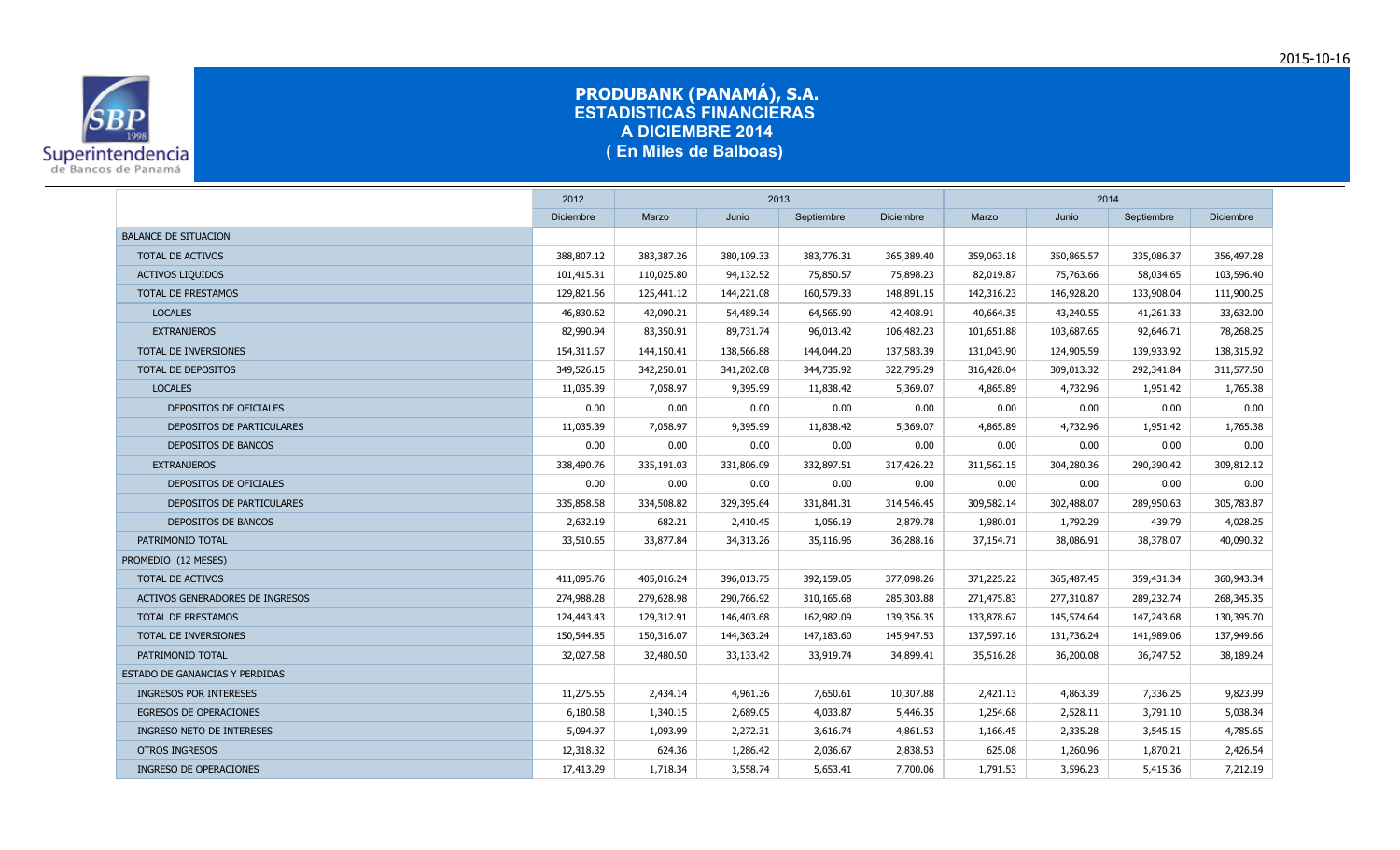# PRODUBANK (PANAMÁ), S.A.
## ESTADISTICAS FINANCIERAS
## A DICIEMBRE 2014
## ( En Miles de Balboas)

| | 2012 | 2013 | | | | 2014 | | | |
|---|---|---|---|---|---|---|---|---|---|
| | Diciembre | Marzo | Junio | Septiembre | Diciembre | Marzo | Junio | Septiembre | Diciembre |
| BALANCE DE SITUACION | | | | | | | | | |
| TOTAL DE ACTIVOS | 388,807.12 | 383,387.26 | 380,109.33 | 383,776.31 | 365,389.40 | 359,063.18 | 350,865.57 | 335,086.37 | 356,497.28 |
| ACTIVOS LIQUIDOS | 101,415.31 | 110,025.80 | 94,132.52 | 75,850.57 | 75,898.23 | 82,019.87 | 75,763.66 | 58,034.65 | 103,596.40 |
| TOTAL DE PRESTAMOS | 129,821.56 | 125,441.12 | 144,221.08 | 160,579.33 | 148,891.15 | 142,316.23 | 146,928.20 | 133,908.04 | 111,900.25 |
| LOCALES | 46,830.62 | 42,090.21 | 54,489.34 | 64,565.90 | 42,408.91 | 40,664.35 | 43,240.55 | 41,261.33 | 33,632.00 |
| EXTRANJEROS | 82,990.94 | 83,350.91 | 89,731.74 | 96,013.42 | 106,482.23 | 101,651.88 | 103,687.65 | 92,646.71 | 78,268.25 |
| TOTAL DE INVERSIONES | 154,311.67 | 144,150.41 | 138,566.88 | 144,044.20 | 137,583.39 | 131,043.90 | 124,905.59 | 139,933.92 | 138,315.92 |
| TOTAL DE DEPOSITOS | 349,526.15 | 342,250.01 | 341,202.08 | 344,735.92 | 322,795.29 | 316,428.04 | 309,013.32 | 292,341.84 | 311,577.50 |
| LOCALES | 11,035.39 | 7,058.97 | 9,395.99 | 11,838.42 | 5,369.07 | 4,865.89 | 4,732.96 | 1,951.42 | 1,765.38 |
| DEPOSITOS DE OFICIALES | 0.00 | 0.00 | 0.00 | 0.00 | 0.00 | 0.00 | 0.00 | 0.00 | 0.00 |
| DEPOSITOS DE PARTICULARES | 11,035.39 | 7,058.97 | 9,395.99 | 11,838.42 | 5,369.07 | 4,865.89 | 4,732.96 | 1,951.42 | 1,765.38 |
| DEPOSITOS DE BANCOS | 0.00 | 0.00 | 0.00 | 0.00 | 0.00 | 0.00 | 0.00 | 0.00 | 0.00 |
| EXTRANJEROS | 338,490.76 | 335,191.03 | 331,806.09 | 332,897.51 | 317,426.22 | 311,562.15 | 304,280.36 | 290,390.42 | 309,812.12 |
| DEPOSITOS DE OFICIALES | 0.00 | 0.00 | 0.00 | 0.00 | 0.00 | 0.00 | 0.00 | 0.00 | 0.00 |
| DEPOSITOS DE PARTICULARES | 335,858.58 | 334,508.82 | 329,395.64 | 331,841.31 | 314,546.45 | 309,582.14 | 302,488.07 | 289,950.63 | 305,783.87 |
| DEPOSITOS DE BANCOS | 2,632.19 | 682.21 | 2,410.45 | 1,056.19 | 2,879.78 | 1,980.01 | 1,792.29 | 439.79 | 4,028.25 |
| PATRIMONIO TOTAL | 33,510.65 | 33,877.84 | 34,313.26 | 35,116.96 | 36,288.16 | 37,154.71 | 38,086.91 | 38,378.07 | 40,090.32 |
| PROMEDIO (12 MESES) | | | | | | | | | |
| TOTAL DE ACTIVOS | 411,095.76 | 405,016.24 | 396,013.75 | 392,159.05 | 377,098.26 | 371,225.22 | 365,487.45 | 359,431.34 | 360,943.34 |
| ACTIVOS GENERADORES DE INGRESOS | 274,988.28 | 279,628.98 | 290,766.92 | 310,165.68 | 285,303.88 | 271,475.83 | 277,310.87 | 289,232.74 | 268,345.35 |
| TOTAL DE PRESTAMOS | 124,443.43 | 129,312.91 | 146,403.68 | 162,982.09 | 139,356.35 | 133,878.67 | 145,574.64 | 147,243.68 | 130,395.70 |
| TOTAL DE INVERSIONES | 150,544.85 | 150,316.07 | 144,363.24 | 147,183.60 | 145,947.53 | 137,597.16 | 131,736.24 | 141,989.06 | 137,949.66 |
| PATRIMONIO TOTAL | 32,027.58 | 32,480.50 | 33,133.42 | 33,919.74 | 34,899.41 | 35,516.28 | 36,200.08 | 36,747.52 | 38,189.24 |
| ESTADO DE GANANCIAS Y PERDIDAS | | | | | | | | | |
| INGRESOS POR INTERESES | 11,275.55 | 2,434.14 | 4,961.36 | 7,650.61 | 10,307.88 | 2,421.13 | 4,863.39 | 7,336.25 | 9,823.99 |
| EGRESOS DE OPERACIONES | 6,180.58 | 1,340.15 | 2,689.05 | 4,033.87 | 5,446.35 | 1,254.68 | 2,528.11 | 3,791.10 | 5,038.34 |
| INGRESO NETO DE INTERESES | 5,094.97 | 1,093.99 | 2,272.31 | 3,616.74 | 4,861.53 | 1,166.45 | 2,335.28 | 3,545.15 | 4,785.65 |
| OTROS INGRESOS | 12,318.32 | 624.36 | 1,286.42 | 2,036.67 | 2,838.53 | 625.08 | 1,260.96 | 1,870.21 | 2,426.54 |
| INGRESO DE OPERACIONES | 17,413.29 | 1,718.34 | 3,558.74 | 5,653.41 | 7,700.06 | 1,791.53 | 3,596.23 | 5,415.36 | 7,212.19 |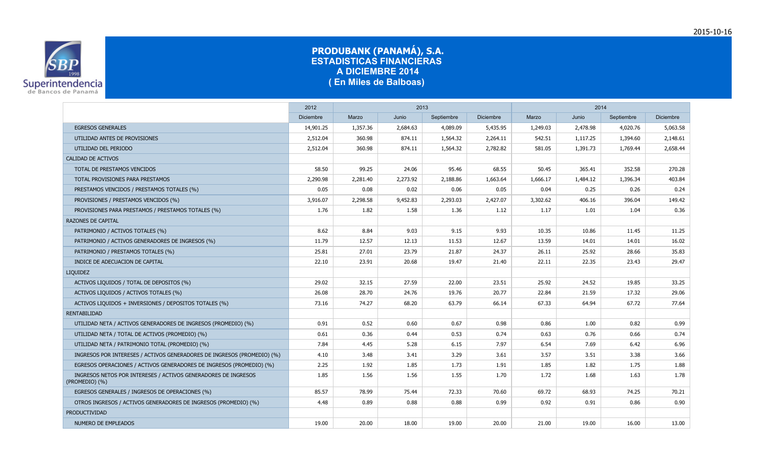# PRODUBANK (PANAMÁ), S.A.
## ESTADISTICAS FINANCIERAS
## A DICIEMBRE 2014
## ( En Miles de Balboas)

| | 2012 | 2013 | | | | 2014 | | | |
|---|---|---|---|---|---|---|---|---|---|
| | Diciembre | Marzo | Junio | Septiembre | Diciembre | Marzo | Junio | Septiembre | Diciembre |
| EGRESOS GENERALES | 14,901.25 | 1,357.36 | 2,684.63 | 4,089.09 | 5,435.95 | 1,249.03 | 2,478.98 | 4,020.76 | 5,063.58 |
| UTILIDAD ANTES DE PROVISIONES | 2,512.04 | 360.98 | 874.11 | 1,564.32 | 2,264.11 | 542.51 | 1,117.25 | 1,394.60 | 2,148.61 |
| UTILIDAD DEL PERIODO | 2,512.04 | 360.98 | 874.11 | 1,564.32 | 2,782.82 | 581.05 | 1,391.73 | 1,769.44 | 2,658.44 |
| CALIDAD DE ACTIVOS | | | | | | | | | |
| TOTAL DE PRESTAMOS VENCIDOS | 58.50 | 99.25 | 24.06 | 95.46 | 68.55 | 50.45 | 365.41 | 352.58 | 270.28 |
| TOTAL PROVISIONES PARA PRESTAMOS | 2,290.98 | 2,281.40 | 2,273.92 | 2,188.86 | 1,663.64 | 1,666.17 | 1,484.12 | 1,396.34 | 403.84 |
| PRESTAMOS VENCIDOS / PRESTAMOS TOTALES (%) | 0.05 | 0.08 | 0.02 | 0.06 | 0.05 | 0.04 | 0.25 | 0.26 | 0.24 |
| PROVISIONES / PRESTAMOS VENCIDOS (%) | 3,916.07 | 2,298.58 | 9,452.83 | 2,293.03 | 2,427.07 | 3,302.62 | 406.16 | 396.04 | 149.42 |
| PROVISIONES PARA PRESTAMOS / PRESTAMOS TOTALES (%) | 1.76 | 1.82 | 1.58 | 1.36 | 1.12 | 1.17 | 1.01 | 1.04 | 0.36 |
| RAZONES DE CAPITAL | | | | | | | | | |
| PATRIMONIO / ACTIVOS TOTALES (%) | 8.62 | 8.84 | 9.03 | 9.15 | 9.93 | 10.35 | 10.86 | 11.45 | 11.25 |
| PATRIMONIO / ACTIVOS GENERADORES DE INGRESOS (%) | 11.79 | 12.57 | 12.13 | 11.53 | 12.67 | 13.59 | 14.01 | 14.01 | 16.02 |
| PATRIMONIO / PRESTAMOS TOTALES (%) | 25.81 | 27.01 | 23.79 | 21.87 | 24.37 | 26.11 | 25.92 | 28.66 | 35.83 |
| INDICE DE ADECUACION DE CAPITAL | 22.10 | 23.91 | 20.68 | 19.47 | 21.40 | 22.11 | 22.35 | 23.43 | 29.47 |
| LIQUIDEZ | | | | | | | | | |
| ACTIVOS LIQUIDOS / TOTAL DE DEPOSITOS (%) | 29.02 | 32.15 | 27.59 | 22.00 | 23.51 | 25.92 | 24.52 | 19.85 | 33.25 |
| ACTIVOS LIQUIDOS / ACTIVOS TOTALES (%) | 26.08 | 28.70 | 24.76 | 19.76 | 20.77 | 22.84 | 21.59 | 17.32 | 29.06 |
| ACTIVOS LIQUIDOS + INVERSIONES / DEPOSITOS TOTALES (%) | 73.16 | 74.27 | 68.20 | 63.79 | 66.14 | 67.33 | 64.94 | 67.72 | 77.64 |
| RENTABILIDAD | | | | | | | | | |
| UTILIDAD NETA / ACTIVOS GENERADORES DE INGRESOS (PROMEDIO) (%) | 0.91 | 0.52 | 0.60 | 0.67 | 0.98 | 0.86 | 1.00 | 0.82 | 0.99 |
| UTILIDAD NETA / TOTAL DE ACTIVOS (PROMEDIO) (%) | 0.61 | 0.36 | 0.44 | 0.53 | 0.74 | 0.63 | 0.76 | 0.66 | 0.74 |
| UTILIDAD NETA / PATRIMONIO TOTAL (PROMEDIO) (%) | 7.84 | 4.45 | 5.28 | 6.15 | 7.97 | 6.54 | 7.69 | 6.42 | 6.96 |
| INGRESOS POR INTERESES / ACTIVOS GENERADORES DE INGRESOS (PROMEDIO) (%) | 4.10 | 3.48 | 3.41 | 3.29 | 3.61 | 3.57 | 3.51 | 3.38 | 3.66 |
| EGRESOS OPERACIONES / ACTIVOS GENERADORES DE INGRESOS (PROMEDIO) (%) | 2.25 | 1.92 | 1.85 | 1.73 | 1.91 | 1.85 | 1.82 | 1.75 | 1.88 |
| INGRESOS NETOS POR INTERESES / ACTIVOS GENERADORES DE INGRESOS (PROMEDIO) (%) | 1.85 | 1.56 | 1.56 | 1.55 | 1.70 | 1.72 | 1.68 | 1.63 | 1.78 |
| EGRESOS GENERALES / INGRESOS DE OPERACIONES (%) | 85.57 | 78.99 | 75.44 | 72.33 | 70.60 | 69.72 | 68.93 | 74.25 | 70.21 |
| OTROS INGRESOS / ACTIVOS GENERADORES DE INGRESOS (PROMEDIO) (%) | 4.48 | 0.89 | 0.88 | 0.88 | 0.99 | 0.92 | 0.91 | 0.86 | 0.90 |
| PRODUCTIVIDAD | | | | | | | | | |
| NUMERO DE EMPLEADOS | 19.00 | 20.00 | 18.00 | 19.00 | 20.00 | 21.00 | 19.00 | 16.00 | 13.00 |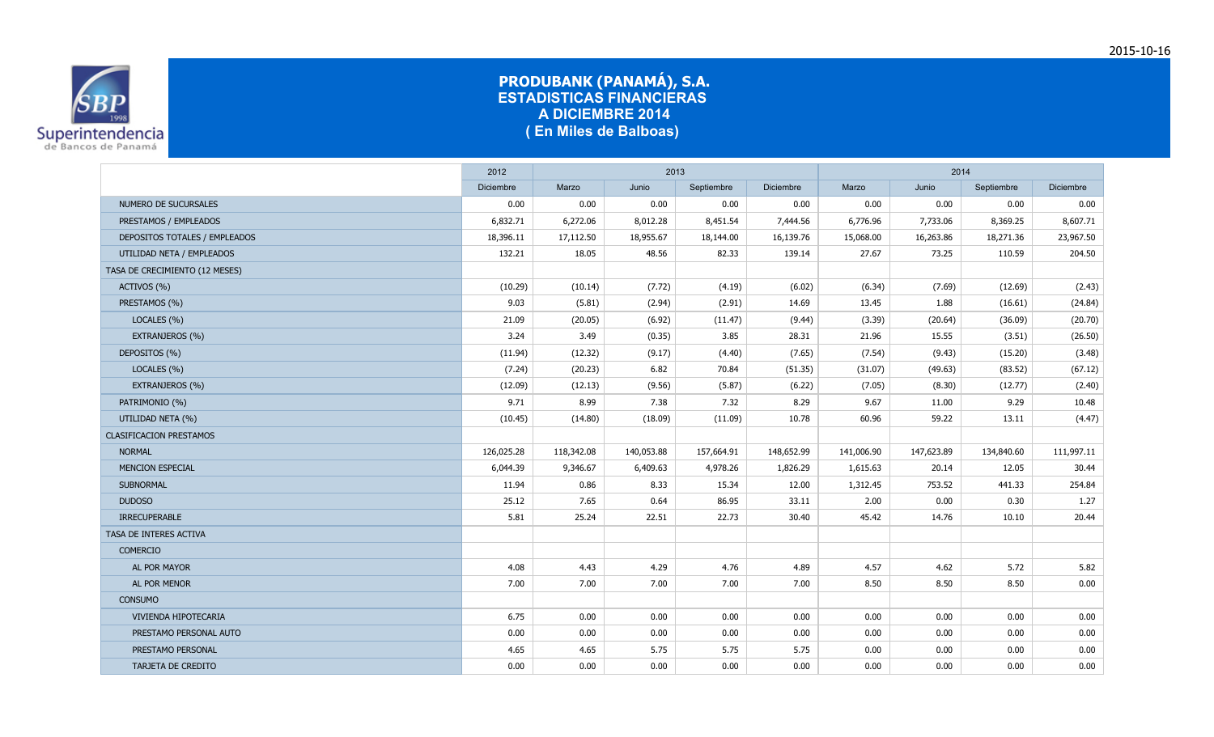2015-10-16

Superintendencia de Bancos de Panamá

# PRODUBANK (PANAMÁ), S.A.
## ESTADISTICAS FINANCIERAS
## A DICIEMBRE 2014
## ( En Miles de Balboas)

| | 2012 | 2013 | | | | 2014 | | | |
|---|---|---|---|---|---|---|---|---|---|
| | Diciembre | Marzo | Junio | Septiembre | Diciembre | Marzo | Junio | Septiembre | Diciembre |
| NUMERO DE SUCURSALES | 0.00 | 0.00 | 0.00 | 0.00 | 0.00 | 0.00 | 0.00 | 0.00 | 0.00 |
| PRESTAMOS / EMPLEADOS | 6,832.71 | 6,272.06 | 8,012.28 | 8,451.54 | 7,444.56 | 6,776.96 | 7,733.06 | 8,369.25 | 8,607.71 |
| DEPOSITOS TOTALES / EMPLEADOS | 18,396.11 | 17,112.50 | 18,955.67 | 18,144.00 | 16,139.76 | 15,068.00 | 16,263.86 | 18,271.36 | 23,967.50 |
| UTILIDAD NETA / EMPLEADOS | 132.21 | 18.05 | 48.56 | 82.33 | 139.14 | 27.67 | 73.25 | 110.59 | 204.50 |
| TASA DE CRECIMIENTO (12 MESES) | | | | | | | | | |
| ACTIVOS (%) | (10.29) | (10.14) | (7.72) | (4.19) | (6.02) | (6.34) | (7.69) | (12.69) | (2.43) |
| PRESTAMOS (%) | 9.03 | (5.81) | (2.94) | (2.91) | 14.69 | 13.45 | 1.88 | (16.61) | (24.84) |
| LOCALES (%) | 21.09 | (20.05) | (6.92) | (11.47) | (9.44) | (3.39) | (20.64) | (36.09) | (20.70) |
| EXTRANJEROS (%) | 3.24 | 3.49 | (0.35) | 3.85 | 28.31 | 21.96 | 15.55 | (3.51) | (26.50) |
| DEPOSITOS (%) | (11.94) | (12.32) | (9.17) | (4.40) | (7.65) | (7.54) | (9.43) | (15.20) | (3.48) |
| LOCALES (%) | (7.24) | (20.23) | 6.82 | 70.84 | (51.35) | (31.07) | (49.63) | (83.52) | (67.12) |
| EXTRANJEROS (%) | (12.09) | (12.13) | (9.56) | (5.87) | (6.22) | (7.05) | (8.30) | (12.77) | (2.40) |
| PATRIMONIO (%) | 9.71 | 8.99 | 7.38 | 7.32 | 8.29 | 9.67 | 11.00 | 9.29 | 10.48 |
| UTILIDAD NETA (%) | (10.45) | (14.80) | (18.09) | (11.09) | 10.78 | 60.96 | 59.22 | 13.11 | (4.47) |
| CLASIFICACION PRESTAMOS | | | | | | | | | |
| NORMAL | 126,025.28 | 118,342.08 | 140,053.88 | 157,664.91 | 148,652.99 | 141,006.90 | 147,623.89 | 134,840.60 | 111,997.11 |
| MENCION ESPECIAL | 6,044.39 | 9,346.67 | 6,409.63 | 4,978.26 | 1,826.29 | 1,615.63 | 20.14 | 12.05 | 30.44 |
| SUBNORMAL | 11.94 | 0.86 | 8.33 | 15.34 | 12.00 | 1,312.45 | 753.52 | 441.33 | 254.84 |
| DUDOSO | 25.12 | 7.65 | 0.64 | 86.95 | 33.11 | 2.00 | 0.00 | 0.30 | 1.27 |
| IRRECUPERABLE | 5.81 | 25.24 | 22.51 | 22.73 | 30.40 | 45.42 | 14.76 | 10.10 | 20.44 |
| TASA DE INTERES ACTIVA | | | | | | | | | |
| COMERCIO | | | | | | | | | |
| AL POR MAYOR | 4.08 | 4.43 | 4.29 | 4.76 | 4.89 | 4.57 | 4.62 | 5.72 | 5.82 |
| AL POR MENOR | 7.00 | 7.00 | 7.00 | 7.00 | 7.00 | 8.50 | 8.50 | 8.50 | 0.00 |
| CONSUMO | | | | | | | | | |
| VIVIENDA HIPOTECARIA | 6.75 | 0.00 | 0.00 | 0.00 | 0.00 | 0.00 | 0.00 | 0.00 | 0.00 |
| PRESTAMO PERSONAL AUTO | 0.00 | 0.00 | 0.00 | 0.00 | 0.00 | 0.00 | 0.00 | 0.00 | 0.00 |
| PRESTAMO PERSONAL | 4.65 | 4.65 | 5.75 | 5.75 | 5.75 | 0.00 | 0.00 | 0.00 | 0.00 |
| TARJETA DE CREDITO | 0.00 | 0.00 | 0.00 | 0.00 | 0.00 | 0.00 | 0.00 | 0.00 | 0.00 |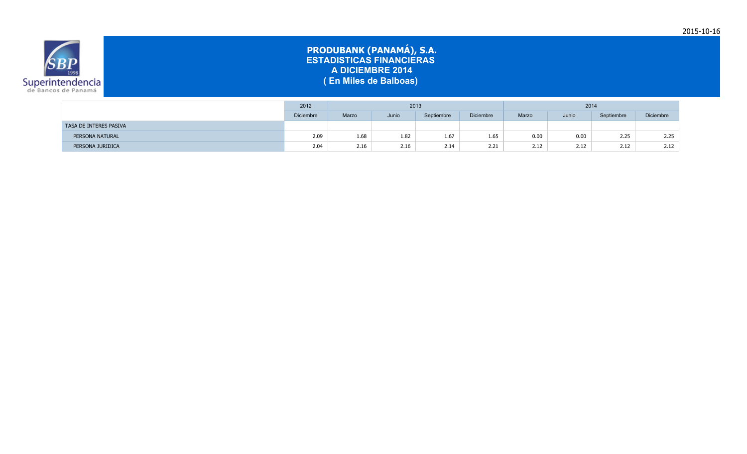# PRODUBANK (PANAMÁ), S.A.
## ESTADISTICAS FINANCIERAS
## A DICIEMBRE 2014
## ( En Miles de Balboas)

| | 2012 | 2013 | | | | 2014 | | | |
|---|---|---|---|---|---|---|---|---|---|
| | Diciembre | Marzo | Junio | Septiembre | Diciembre | Marzo | Junio | Septiembre | Diciembre |
| TASA DE INTERES PASIVA | | | | | | | | | |
| PERSONA NATURAL | 2.09 | 1.68 | 1.82 | 1.67 | 1.65 | 0.00 | 0.00 | 2.25 | 2.25 |
| PERSONA JURIDICA | 2.04 | 2.16 | 2.16 | 2.14 | 2.21 | 2.12 | 2.12 | 2.12 | 2.12 |